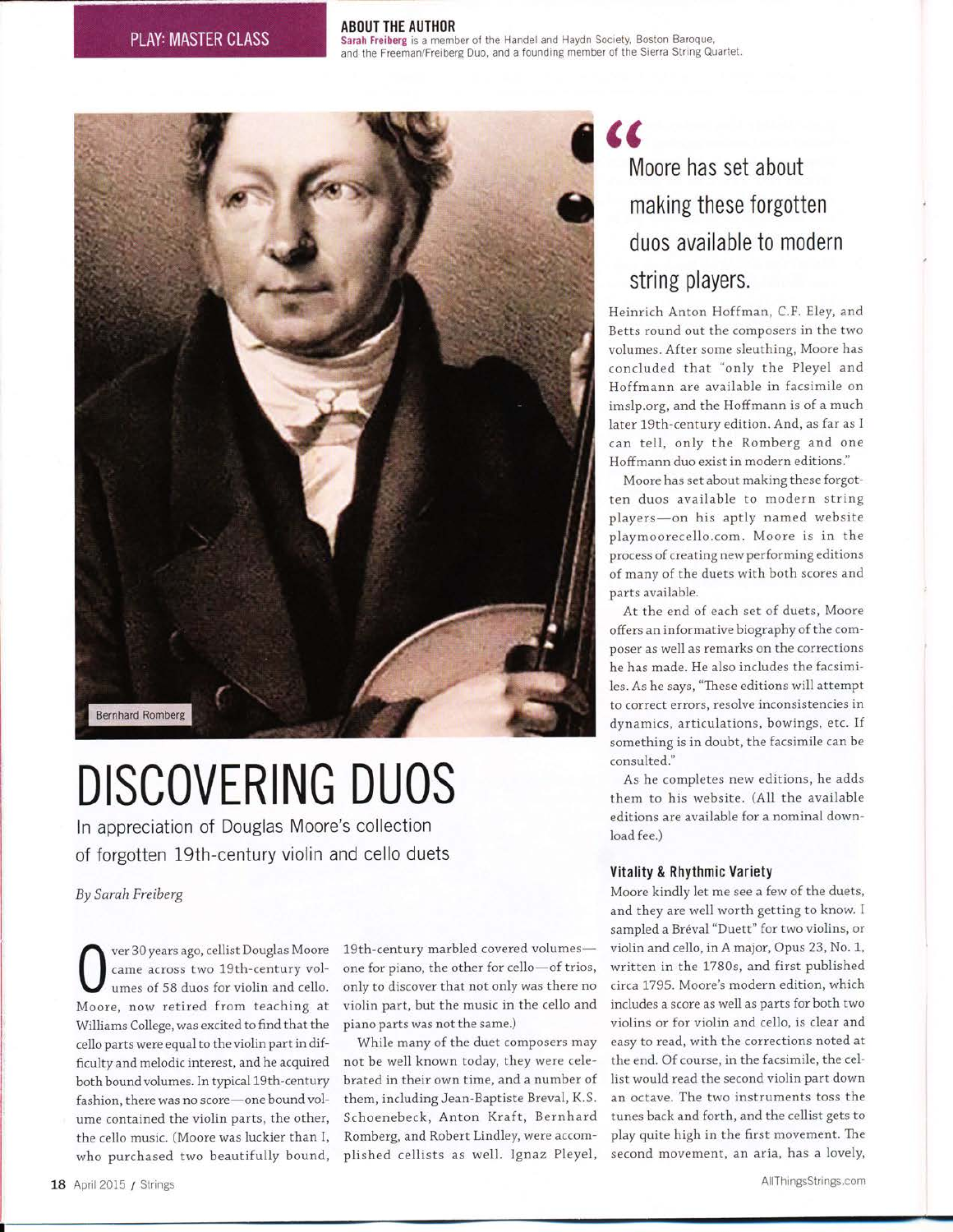PLAY: MASTER CLASS

**ABOUT THE AUTHOR**
**Sarah Freiberg** is a member of the Handel and Haydn Society, Boston Baroque, and the Freeman/Freiberg Duo, and a founding member of the Sierra String Quartet.

Bernhard Romberg

# DISCOVERING DUOS

In appreciation of Douglas Moore's collection of forgotten 19th-century violin and cello duets

*By Sarah Freiberg*

Over 30 years ago, cellist Douglas Moore came across two 19th-century volumes of 58 duos for violin and cello. Moore, now retired from teaching at Williams College, was excited to find that the cello parts were equal to the violin part in difficulty and melodic interest, and he acquired both bound volumes. In typical 19th-century fashion, there was no score—one bound volume contained the violin parts, the other, the cello music. (Moore was luckier than I, who purchased two beautifully bound, 19th-century marbled covered volumes—one for piano, the other for cello—of trios, only to discover that not only was there no violin part, but the music in the cello and piano parts was not the same.)

While many of the duet composers may not be well known today, they were celebrated in their own time, and a number of them, including Jean-Baptiste Breval, K.S. Schoenebeck, Anton Kraft, Bernhard Romberg, and Robert Lindley, were accomplished cellists as well. Ignaz Pleyel, Heinrich Anton Hoffman, C.F. Eley, and Betts round out the composers in the two volumes. After some sleuthing, Moore has concluded that "only the Pleyel and Hoffmann are available in facsimile on imslp.org, and the Hoffmann is of a much later 19th-century edition. And, as far as I can tell, only the Romberg and one Hoffmann duo exist in modern editions."

> "Moore has set about making these forgotten duos available to modern string players.

Moore has set about making these forgotten duos available to modern string players—on his aptly named website playmoorecello.com. Moore is in the process of creating new performing editions of many of the duets with both scores and parts available.

At the end of each set of duets, Moore offers an informative biography of the composer as well as remarks on the corrections he has made. He also includes the facsimiles. As he says, "These editions will attempt to correct errors, resolve inconsistencies in dynamics, articulations, bowings, etc. If something is in doubt, the facsimile can be consulted."

As he completes new editions, he adds them to his website. (All the available editions are available for a nominal download fee.)

### Vitality & Rhythmic Variety

Moore kindly let me see a few of the duets, and they are well worth getting to know. I sampled a Bréval "Duett" for two violins, or violin and cello, in A major, Opus 23, No. 1, written in the 1780s, and first published circa 1795. Moore's modern edition, which includes a score as well as parts for both two violins or for violin and cello, is clear and easy to read, with the corrections noted at the end. Of course, in the facsimile, the cellist would read the second violin part down an octave. The two instruments toss the tunes back and forth, and the cellist gets to play quite high in the first movement. The second movement, an aria, has a lovely,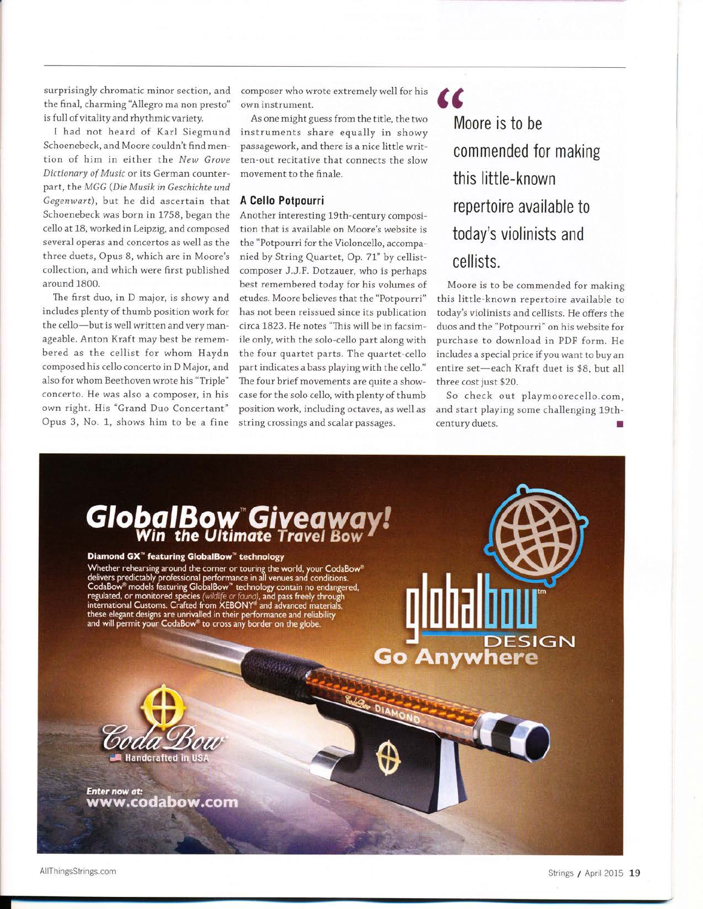surprisingly chromatic minor section, and the final, charming "Allegro ma non presto" is full of vitality and rhythmic variety.

I had not heard of Karl Siegmund Schoenebeck, and Moore couldn't find mention of him in either the *New Grove Dictionary of Music* or its German counterpart, the *MGG* (*Die Musik in Geschichte und Gegenwart*), but he did ascertain that Schoenebeck was born in 1758, began the cello at 18, worked in Leipzig, and composed several operas and concertos as well as the three duets, Opus 8, which are in Moore's collection, and which were first published around 1800.

The first duo, in D major, is showy and includes plenty of thumb position work for the cello—but is well written and very manageable. Anton Kraft may best be remembered as the cellist for whom Haydn composed his cello concerto in D Major, and also for whom Beethoven wrote his "Triple" concerto. He was also a composer, in his own right. His "Grand Duo Concertant" Opus 3, No. 1, shows him to be a fine composer who wrote extremely well for his own instrument.

As one might guess from the title, the two instruments share equally in showy passagework, and there is a nice little written-out recitative that connects the slow movement to the finale.

### A Cello Potpourri

Another interesting 19th-century composition that is available on Moore's website is the "Potpourri for the Violoncello, accompanied by String Quartet, Op. 71" by cellist-composer J.J.F. Dotzauer, who is perhaps best remembered today for his volumes of etudes. Moore believes that the "Potpourri" has not been reissued since its publication circa 1823. He notes "This will be in facsimile only, with the solo-cello part along with the four quartet parts. The quartet-cello part indicates a bass playing with the cello." The four brief movements are quite a showcase for the solo cello, with plenty of thumb position work, including octaves, as well as string crossings and scalar passages.

> "Moore is to be commended for making this little-known repertoire available to today's violinists and cellists.

Moore is to be commended for making this little-known repertoire available to today's violinists and cellists. He offers the duos and the "Potpourri" on his website for purchase to download in PDF form. He includes a special price if you want to buy an entire set—each Kraft duet is $8, but all three cost just $20.

So check out playmoorecello.com, and start playing some challenging 19th-century duets. ■

## GlobalBow™ Giveaway!
### Win the Ultimate Travel Bow

**Diamond GX™ featuring GlobalBow™ technology**

Whether rehearsing around the corner or touring the world, your CodaBow® delivers predictably professional performance in all venues and conditions. CodaBow® models featuring GlobalBow™ technology contain no endangered, regulated, or monitored species (*wildlife or fauna*), and pass freely through international Customs. Crafted from XEBONY® and advanced materials, these elegant designs are unrivalled in their performance and reliability and will permit your CodaBow® to cross any border on the globe.

globalbow™ DESIGN
Go Anywhere

CodaBow
Handcrafted in USA

*Enter now at:*
**www.codabow.com**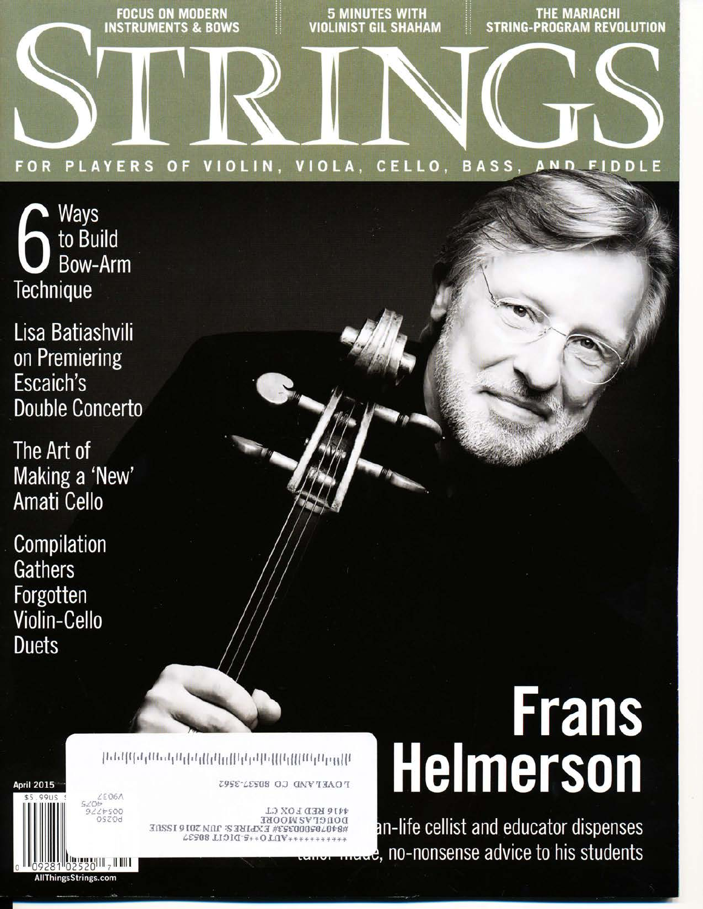FOCUS ON MODERN INSTRUMENTS & BOWS

5 MINUTES WITH VIOLINIST GIL SHAHAM

THE MARIACHI STRING-PROGRAM REVOLUTION

# STRINGS

FOR PLAYERS OF VIOLIN, VIOLA, CELLO, BASS, AND FIDDLE

**6 Ways to Build Bow-Arm Technique**

**Lisa Batiashvili on Premiering Escaich's Double Concerto**

**The Art of Making a 'New' Amati Cello**

**Compilation Gathers Forgotten Violin-Cello Duets**

## Frans Helmerson

...an-life cellist and educator dispenses ...made, no-nonsense advice to his students

April 2015

$5.99US

AllThingsStrings.com